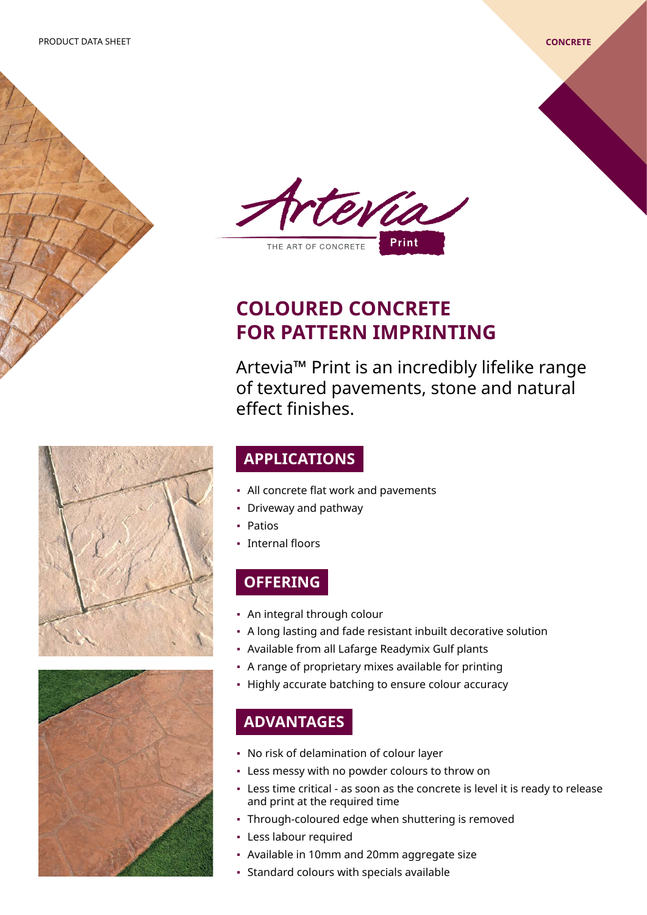PRODUCT DATA SHEET

CONCRETE

Artevia Print

THE ART OF CONCRETE

# COLOURED CONCRETE FOR PATTERN IMPRINTING

Artevia™ Print is an incredibly lifelike range of textured pavements, stone and natural effect finishes.

## APPLICATIONS

- All concrete flat work and pavements
- Driveway and pathway
- Patios
- Internal floors

## OFFERING

- An integral through colour
- A long lasting and fade resistant inbuilt decorative solution
- Available from all Lafarge Readymix Gulf plants
- A range of proprietary mixes available for printing
- Highly accurate batching to ensure colour accuracy

## ADVANTAGES

- No risk of delamination of colour layer
- Less messy with no powder colours to throw on
- Less time critical - as soon as the concrete is level it is ready to release and print at the required time
- Through-coloured edge when shuttering is removed
- Less labour required
- Available in 10mm and 20mm aggregate size
- Standard colours with specials available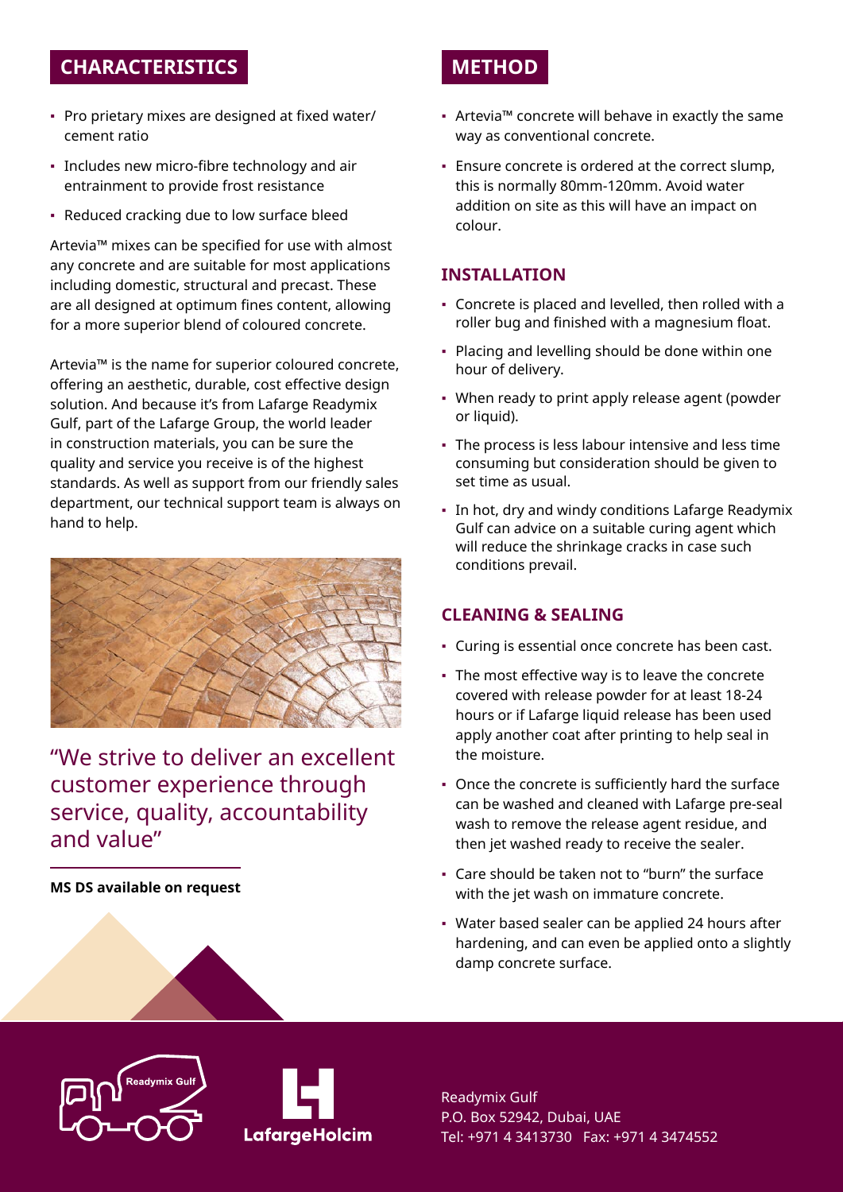## CHARACTERISTICS

- Pro prietary mixes are designed at fixed water/ cement ratio
- Includes new micro-fibre technology and air entrainment to provide frost resistance
- Reduced cracking due to low surface bleed

Artevia™ mixes can be specified for use with almost any concrete and are suitable for most applications including domestic, structural and precast. These are all designed at optimum fines content, allowing for a more superior blend of coloured concrete.

Artevia™ is the name for superior coloured concrete, offering an aesthetic, durable, cost effective design solution. And because it's from Lafarge Readymix Gulf, part of the Lafarge Group, the world leader in construction materials, you can be sure the quality and service you receive is of the highest standards. As well as support from our friendly sales department, our technical support team is always on hand to help.

"We strive to deliver an excellent customer experience through service, quality, accountability and value"

**MS DS available on request**

## METHOD

- Artevia™ concrete will behave in exactly the same way as conventional concrete.
- Ensure concrete is ordered at the correct slump, this is normally 80mm-120mm. Avoid water addition on site as this will have an impact on colour.

### INSTALLATION

- Concrete is placed and levelled, then rolled with a roller bug and finished with a magnesium float.
- Placing and levelling should be done within one hour of delivery.
- When ready to print apply release agent (powder or liquid).
- The process is less labour intensive and less time consuming but consideration should be given to set time as usual.
- In hot, dry and windy conditions Lafarge Readymix Gulf can advice on a suitable curing agent which will reduce the shrinkage cracks in case such conditions prevail.

### CLEANING & SEALING

- Curing is essential once concrete has been cast.
- The most effective way is to leave the concrete covered with release powder for at least 18-24 hours or if Lafarge liquid release has been used apply another coat after printing to help seal in the moisture.
- Once the concrete is sufficiently hard the surface can be washed and cleaned with Lafarge pre-seal wash to remove the release agent residue, and then jet washed ready to receive the sealer.
- Care should be taken not to "burn" the surface with the jet wash on immature concrete.
- Water based sealer can be applied 24 hours after hardening, and can even be applied onto a slightly damp concrete surface.

Readymix Gulf
P.O. Box 52942, Dubai, UAE
Tel: +971 4 3413730 Fax: +971 4 3474552